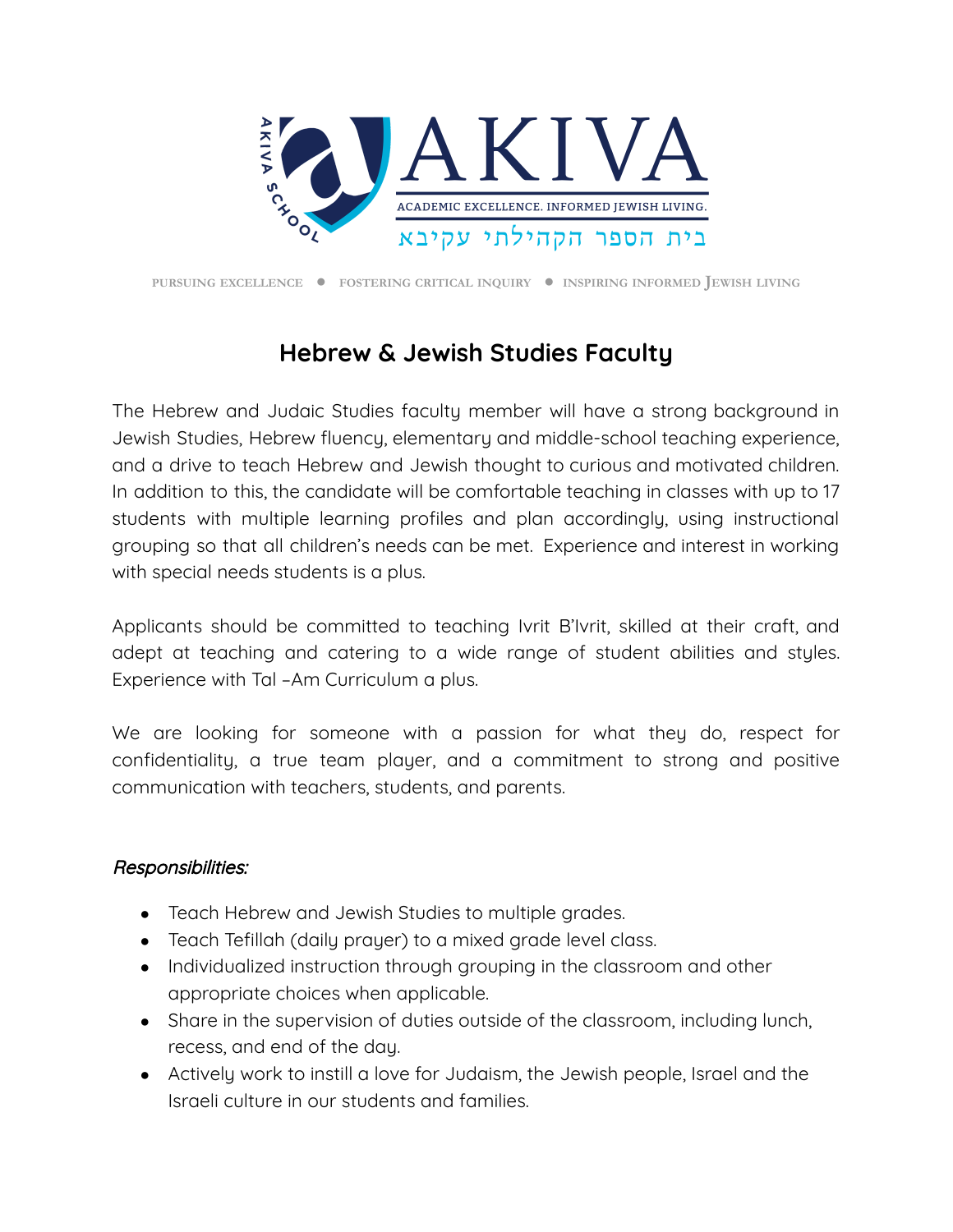AKIVA SCHOOL

AKIVA

ACADEMIC EXCELLENCE. INFORMED JEWISH LIVING.

בית הספר הקהילתי עקיבא

PURSUING EXCELLENCE ● FOSTERING CRITICAL INQUIRY ● INSPIRING INFORMED JEWISH LIVING

# Hebrew & Jewish Studies Faculty

The Hebrew and Judaic Studies faculty member will have a strong background in Jewish Studies, Hebrew fluency, elementary and middle-school teaching experience, and a drive to teach Hebrew and Jewish thought to curious and motivated children. In addition to this, the candidate will be comfortable teaching in classes with up to 17 students with multiple learning profiles and plan accordingly, using instructional grouping so that all children's needs can be met. Experience and interest in working with special needs students is a plus.

Applicants should be committed to teaching Ivrit B'Ivrit, skilled at their craft, and adept at teaching and catering to a wide range of student abilities and styles. Experience with Tal –Am Curriculum a plus.

We are looking for someone with a passion for what they do, respect for confidentiality, a true team player, and a commitment to strong and positive communication with teachers, students, and parents.

***Responsibilities:***

- Teach Hebrew and Jewish Studies to multiple grades.
- Teach Tefillah (daily prayer) to a mixed grade level class.
- Individualized instruction through grouping in the classroom and other appropriate choices when applicable.
- Share in the supervision of duties outside of the classroom, including lunch, recess, and end of the day.
- Actively work to instill a love for Judaism, the Jewish people, Israel and the Israeli culture in our students and families.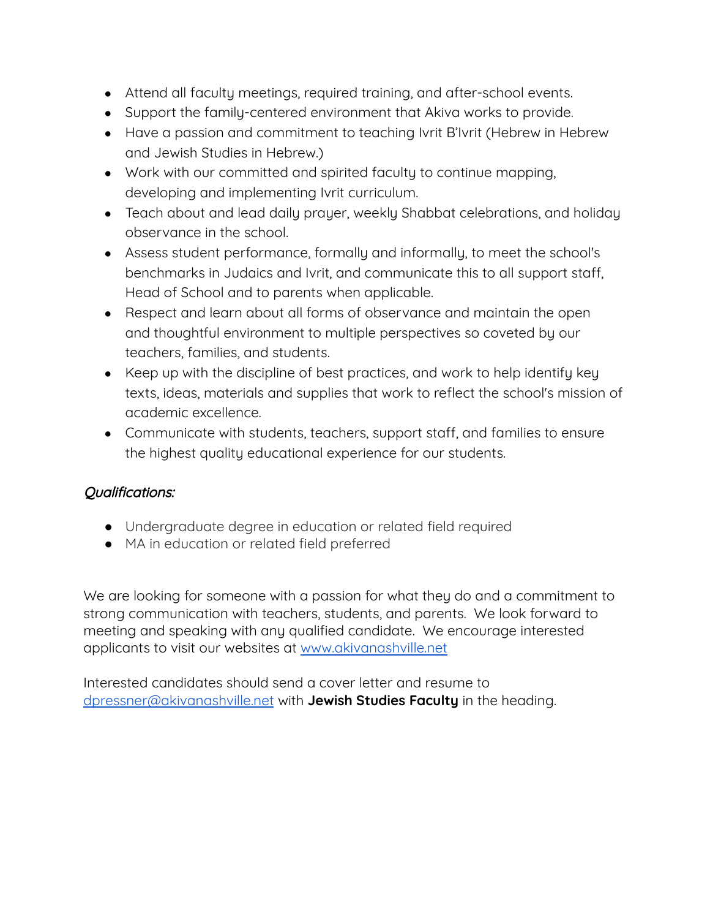- Attend all faculty meetings, required training, and after-school events.
- Support the family-centered environment that Akiva works to provide.
- Have a passion and commitment to teaching Ivrit B'Ivrit (Hebrew in Hebrew and Jewish Studies in Hebrew.)
- Work with our committed and spirited faculty to continue mapping, developing and implementing Ivrit curriculum.
- Teach about and lead daily prayer, weekly Shabbat celebrations, and holiday observance in the school.
- Assess student performance, formally and informally, to meet the school's benchmarks in Judaics and Ivrit, and communicate this to all support staff, Head of School and to parents when applicable.
- Respect and learn about all forms of observance and maintain the open and thoughtful environment to multiple perspectives so coveted by our teachers, families, and students.
- Keep up with the discipline of best practices, and work to help identify key texts, ideas, materials and supplies that work to reflect the school's mission of academic excellence.
- Communicate with students, teachers, support staff, and families to ensure the highest quality educational experience for our students.

*Qualifications:*

- Undergraduate degree in education or related field required
- MA in education or related field preferred

We are looking for someone with a passion for what they do and a commitment to strong communication with teachers, students, and parents. We look forward to meeting and speaking with any qualified candidate. We encourage interested applicants to visit our websites at [www.akivanashville.net](http://www.akivanashville.net)

Interested candidates should send a cover letter and resume to [dpressner@akivanashville.net](mailto:dpressner@akivanashville.net) with **Jewish Studies Faculty** in the heading.